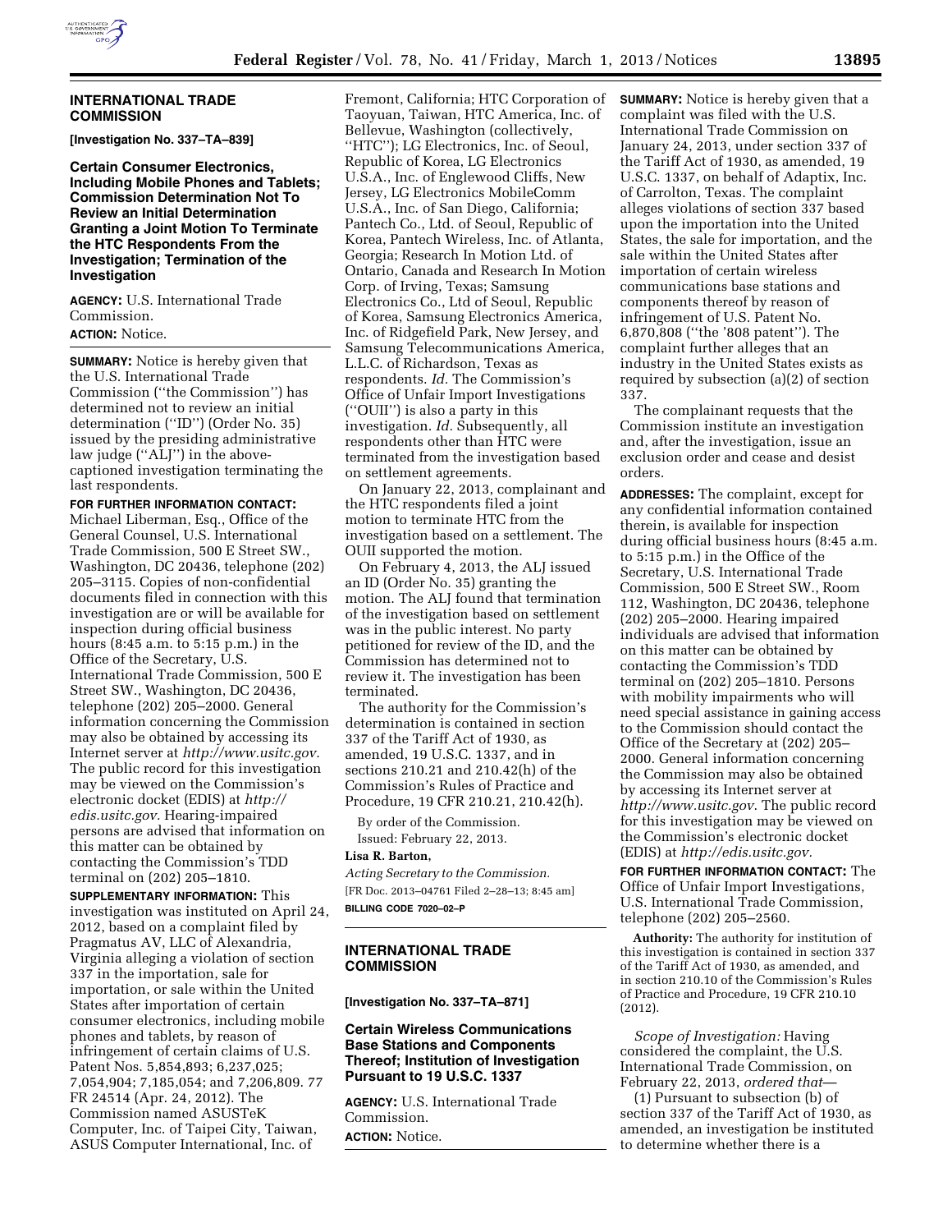## INTERNATIONAL TRADE COMMISSION

**[Investigation No. 337–TA–839]**

### Certain Consumer Electronics, Including Mobile Phones and Tablets; Commission Determination Not To Review an Initial Determination Granting a Joint Motion To Terminate the HTC Respondents From the Investigation; Termination of the Investigation

**AGENCY:** U.S. International Trade Commission.

**ACTION:** Notice.

**SUMMARY:** Notice is hereby given that the U.S. International Trade Commission (''the Commission'') has determined not to review an initial determination (''ID'') (Order No. 35) issued by the presiding administrative law judge (''ALJ'') in the above-captioned investigation terminating the last respondents.

**FOR FURTHER INFORMATION CONTACT:** Michael Liberman, Esq., Office of the General Counsel, U.S. International Trade Commission, 500 E Street SW., Washington, DC 20436, telephone (202) 205–3115. Copies of non-confidential documents filed in connection with this investigation are or will be available for inspection during official business hours (8:45 a.m. to 5:15 p.m.) in the Office of the Secretary, U.S. International Trade Commission, 500 E Street SW., Washington, DC 20436, telephone (202) 205–2000. General information concerning the Commission may also be obtained by accessing its Internet server at *http://www.usitc.gov.* The public record for this investigation may be viewed on the Commission's electronic docket (EDIS) at *http://edis.usitc.gov.* Hearing-impaired persons are advised that information on this matter can be obtained by contacting the Commission's TDD terminal on (202) 205–1810.

**SUPPLEMENTARY INFORMATION:** This investigation was instituted on April 24, 2012, based on a complaint filed by Pragmatus AV, LLC of Alexandria, Virginia alleging a violation of section 337 in the importation, sale for importation, or sale within the United States after importation of certain consumer electronics, including mobile phones and tablets, by reason of infringement of certain claims of U.S. Patent Nos. 5,854,893; 6,237,025; 7,054,904; 7,185,054; and 7,206,809. 77 FR 24514 (Apr. 24, 2012). The Commission named ASUSTeK Computer, Inc. of Taipei City, Taiwan, ASUS Computer International, Inc. of Fremont, California; HTC Corporation of Taoyuan, Taiwan, HTC America, Inc. of Bellevue, Washington (collectively, ''HTC''); LG Electronics, Inc. of Seoul, Republic of Korea, LG Electronics U.S.A., Inc. of Englewood Cliffs, New Jersey, LG Electronics MobileComm U.S.A., Inc. of San Diego, California; Pantech Co., Ltd. of Seoul, Republic of Korea, Pantech Wireless, Inc. of Atlanta, Georgia; Research In Motion Ltd. of Ontario, Canada and Research In Motion Corp. of Irving, Texas; Samsung Electronics Co., Ltd of Seoul, Republic of Korea, Samsung Electronics America, Inc. of Ridgefield Park, New Jersey, and Samsung Telecommunications America, L.L.C. of Richardson, Texas as respondents. *Id.* The Commission's Office of Unfair Import Investigations (''OUII'') is also a party in this investigation. *Id.* Subsequently, all respondents other than HTC were terminated from the investigation based on settlement agreements.

On January 22, 2013, complainant and the HTC respondents filed a joint motion to terminate HTC from the investigation based on a settlement. The OUII supported the motion.

On February 4, 2013, the ALJ issued an ID (Order No. 35) granting the motion. The ALJ found that termination of the investigation based on settlement was in the public interest. No party petitioned for review of the ID, and the Commission has determined not to review it. The investigation has been terminated.

The authority for the Commission's determination is contained in section 337 of the Tariff Act of 1930, as amended, 19 U.S.C. 1337, and in sections 210.21 and 210.42(h) of the Commission's Rules of Practice and Procedure, 19 CFR 210.21, 210.42(h).

By order of the Commission.

Issued: February 22, 2013.

**Lisa R. Barton,**

*Acting Secretary to the Commission.*

[FR Doc. 2013–04761 Filed 2–28–13; 8:45 am]

**BILLING CODE 7020–02–P**

## INTERNATIONAL TRADE COMMISSION

**[Investigation No. 337–TA–871]**

### Certain Wireless Communications Base Stations and Components Thereof; Institution of Investigation Pursuant to 19 U.S.C. 1337

**AGENCY:** U.S. International Trade Commission.

**ACTION:** Notice.

**SUMMARY:** Notice is hereby given that a complaint was filed with the U.S. International Trade Commission on January 24, 2013, under section 337 of the Tariff Act of 1930, as amended, 19 U.S.C. 1337, on behalf of Adaptix, Inc. of Carrolton, Texas. The complaint alleges violations of section 337 based upon the importation into the United States, the sale for importation, and the sale within the United States after importation of certain wireless communications base stations and components thereof by reason of infringement of U.S. Patent No. 6,870,808 (''the '808 patent''). The complaint further alleges that an industry in the United States exists as required by subsection (a)(2) of section 337.

The complainant requests that the Commission institute an investigation and, after the investigation, issue an exclusion order and cease and desist orders.

**ADDRESSES:** The complaint, except for any confidential information contained therein, is available for inspection during official business hours (8:45 a.m. to 5:15 p.m.) in the Office of the Secretary, U.S. International Trade Commission, 500 E Street SW., Room 112, Washington, DC 20436, telephone (202) 205–2000. Hearing impaired individuals are advised that information on this matter can be obtained by contacting the Commission's TDD terminal on (202) 205–1810. Persons with mobility impairments who will need special assistance in gaining access to the Commission should contact the Office of the Secretary at (202) 205–2000. General information concerning the Commission may also be obtained by accessing its Internet server at *http://www.usitc.gov*. The public record for this investigation may be viewed on the Commission's electronic docket (EDIS) at *http://edis.usitc.gov.*

**FOR FURTHER INFORMATION CONTACT:** The Office of Unfair Import Investigations, U.S. International Trade Commission, telephone (202) 205–2560.

**Authority:** The authority for institution of this investigation is contained in section 337 of the Tariff Act of 1930, as amended, and in section 210.10 of the Commission's Rules of Practice and Procedure, 19 CFR 210.10 (2012).

*Scope of Investigation:* Having considered the complaint, the U.S. International Trade Commission, on February 22, 2013, *ordered that*—

(1) Pursuant to subsection (b) of section 337 of the Tariff Act of 1930, as amended, an investigation be instituted to determine whether there is a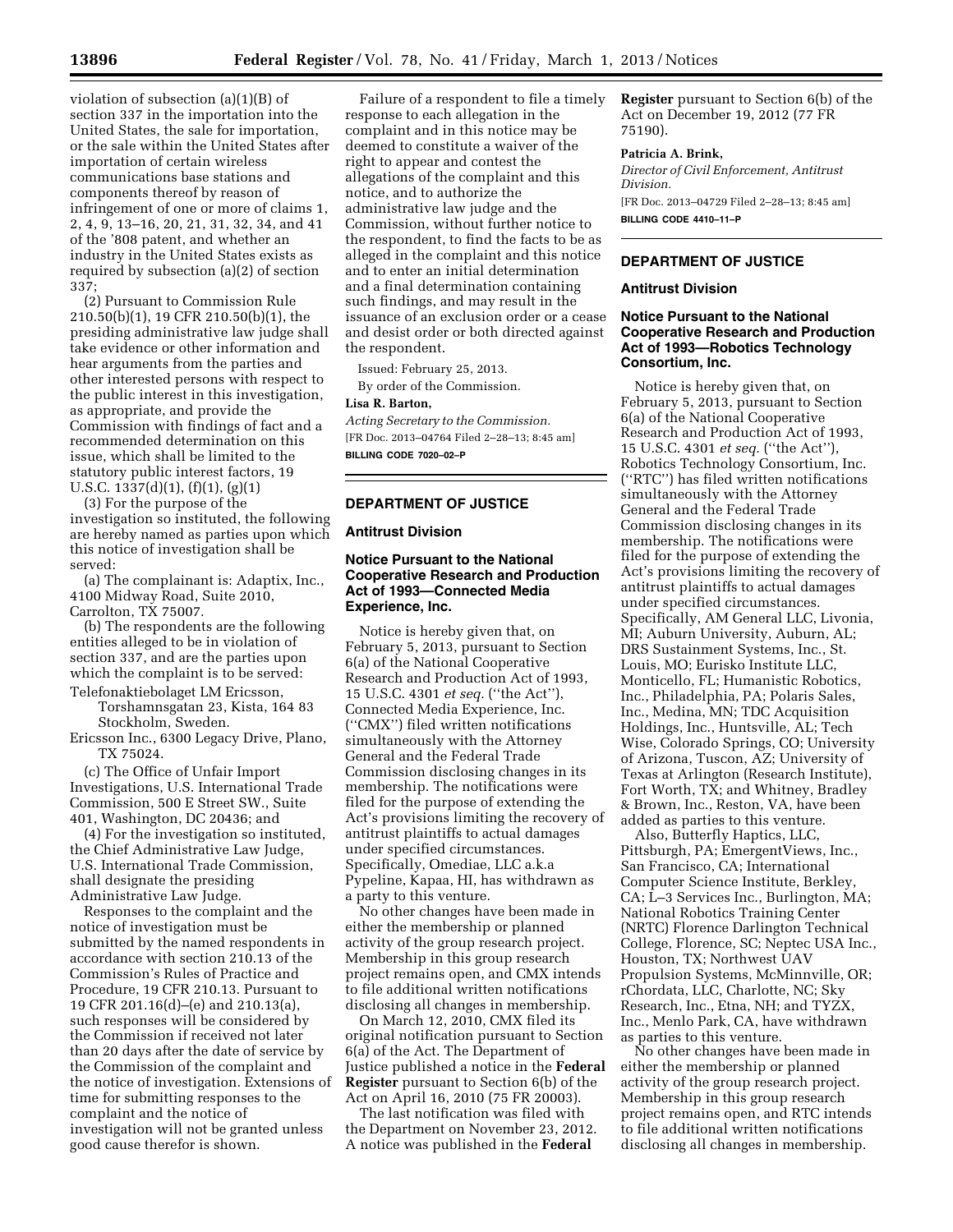violation of subsection (a)(1)(B) of section 337 in the importation into the United States, the sale for importation, or the sale within the United States after importation of certain wireless communications base stations and components thereof by reason of infringement of one or more of claims 1, 2, 4, 9, 13–16, 20, 21, 31, 32, 34, and 41 of the '808 patent, and whether an industry in the United States exists as required by subsection (a)(2) of section 337;

(2) Pursuant to Commission Rule 210.50(b)(1), 19 CFR 210.50(b)(1), the presiding administrative law judge shall take evidence or other information and hear arguments from the parties and other interested persons with respect to the public interest in this investigation, as appropriate, and provide the Commission with findings of fact and a recommended determination on this issue, which shall be limited to the statutory public interest factors, 19 U.S.C. 1337(d)(1), (f)(1), (g)(1)

(3) For the purpose of the investigation so instituted, the following are hereby named as parties upon which this notice of investigation shall be served:

(a) The complainant is: Adaptix, Inc., 4100 Midway Road, Suite 2010, Carrolton, TX 75007.

(b) The respondents are the following entities alleged to be in violation of section 337, and are the parties upon which the complaint is to be served:

Telefonaktiebolaget LM Ericsson, Torshamnsgatan 23, Kista, 164 83 Stockholm, Sweden.

Ericsson Inc., 6300 Legacy Drive, Plano, TX 75024.

(c) The Office of Unfair Import Investigations, U.S. International Trade Commission, 500 E Street SW., Suite 401, Washington, DC 20436; and

(4) For the investigation so instituted, the Chief Administrative Law Judge, U.S. International Trade Commission, shall designate the presiding Administrative Law Judge.

Responses to the complaint and the notice of investigation must be submitted by the named respondents in accordance with section 210.13 of the Commission's Rules of Practice and Procedure, 19 CFR 210.13. Pursuant to 19 CFR 201.16(d)–(e) and 210.13(a), such responses will be considered by the Commission if received not later than 20 days after the date of service by the Commission of the complaint and the notice of investigation. Extensions of time for submitting responses to the complaint and the notice of investigation will not be granted unless good cause therefor is shown.

Failure of a respondent to file a timely response to each allegation in the complaint and in this notice may be deemed to constitute a waiver of the right to appear and contest the allegations of the complaint and this notice, and to authorize the administrative law judge and the Commission, without further notice to the respondent, to find the facts to be as alleged in the complaint and this notice and to enter an initial determination and a final determination containing such findings, and may result in the issuance of an exclusion order or a cease and desist order or both directed against the respondent.

Issued: February 25, 2013.

By order of the Commission.

**Lisa R. Barton,**

*Acting Secretary to the Commission.*

[FR Doc. 2013–04764 Filed 2–28–13; 8:45 am]

**BILLING CODE 7020–02–P**

## DEPARTMENT OF JUSTICE

### Antitrust Division

### Notice Pursuant to the National Cooperative Research and Production Act of 1993—Connected Media Experience, Inc.

Notice is hereby given that, on February 5, 2013, pursuant to Section 6(a) of the National Cooperative Research and Production Act of 1993, 15 U.S.C. 4301 *et seq.* (''the Act''), Connected Media Experience, Inc. (''CMX'') filed written notifications simultaneously with the Attorney General and the Federal Trade Commission disclosing changes in its membership. The notifications were filed for the purpose of extending the Act's provisions limiting the recovery of antitrust plaintiffs to actual damages under specified circumstances. Specifically, Omediae, LLC a.k.a Pypeline, Kapaa, HI, has withdrawn as a party to this venture.

No other changes have been made in either the membership or planned activity of the group research project. Membership in this group research project remains open, and CMX intends to file additional written notifications disclosing all changes in membership.

On March 12, 2010, CMX filed its original notification pursuant to Section 6(a) of the Act. The Department of Justice published a notice in the **Federal Register** pursuant to Section 6(b) of the Act on April 16, 2010 (75 FR 20003).

The last notification was filed with the Department on November 23, 2012. A notice was published in the **Federal Register** pursuant to Section 6(b) of the Act on December 19, 2012 (77 FR 75190).

**Patricia A. Brink,**

*Director of Civil Enforcement, Antitrust Division.*

[FR Doc. 2013–04729 Filed 2–28–13; 8:45 am]

**BILLING CODE 4410–11–P**

## DEPARTMENT OF JUSTICE

### Antitrust Division

### Notice Pursuant to the National Cooperative Research and Production Act of 1993—Robotics Technology Consortium, Inc.

Notice is hereby given that, on February 5, 2013, pursuant to Section 6(a) of the National Cooperative Research and Production Act of 1993, 15 U.S.C. 4301 *et seq.* (''the Act''), Robotics Technology Consortium, Inc. (''RTC'') has filed written notifications simultaneously with the Attorney General and the Federal Trade Commission disclosing changes in its membership. The notifications were filed for the purpose of extending the Act's provisions limiting the recovery of antitrust plaintiffs to actual damages under specified circumstances. Specifically, AM General LLC, Livonia, MI; Auburn University, Auburn, AL; DRS Sustainment Systems, Inc., St. Louis, MO; Eurisko Institute LLC, Monticello, FL; Humanistic Robotics, Inc., Philadelphia, PA; Polaris Sales, Inc., Medina, MN; TDC Acquisition Holdings, Inc., Huntsville, AL; Tech Wise, Colorado Springs, CO; University of Arizona, Tuscon, AZ; University of Texas at Arlington (Research Institute), Fort Worth, TX; and Whitney, Bradley & Brown, Inc., Reston, VA, have been added as parties to this venture.

Also, Butterfly Haptics, LLC, Pittsburgh, PA; EmergentViews, Inc., San Francisco, CA; International Computer Science Institute, Berkley, CA; L–3 Services Inc., Burlington, MA; National Robotics Training Center (NRTC) Florence Darlington Technical College, Florence, SC; Neptec USA Inc., Houston, TX; Northwest UAV Propulsion Systems, McMinnville, OR; rChordata, LLC, Charlotte, NC; Sky Research, Inc., Etna, NH; and TYZX, Inc., Menlo Park, CA, have withdrawn as parties to this venture.

No other changes have been made in either the membership or planned activity of the group research project. Membership in this group research project remains open, and RTC intends to file additional written notifications disclosing all changes in membership.